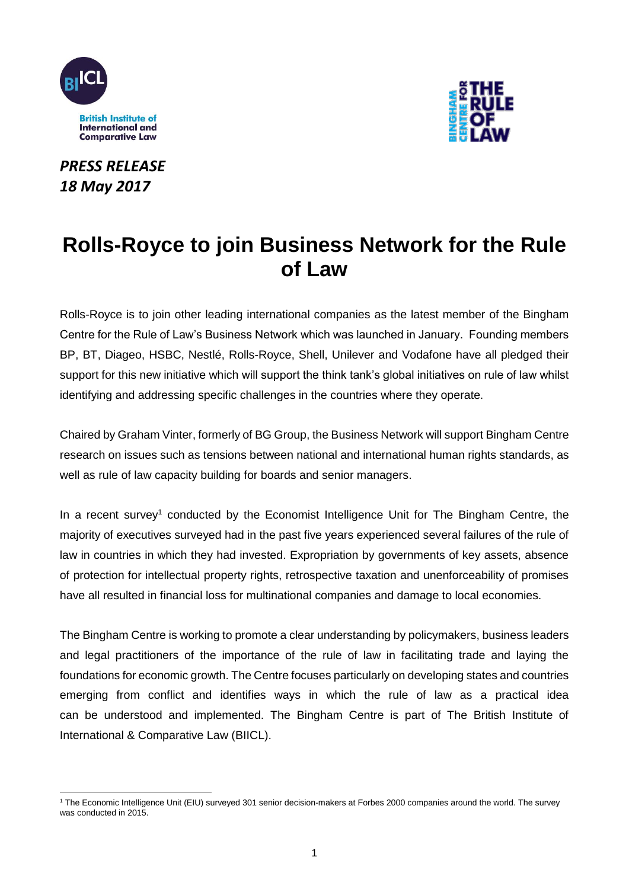British Institute of International and Comparative Law

*PRESS RELEASE*
*18 May 2017*

# Rolls-Royce to join Business Network for the Rule of Law

Rolls-Royce is to join other leading international companies as the latest member of the Bingham Centre for the Rule of Law's Business Network which was launched in January. Founding members BP, BT, Diageo, HSBC, Nestlé, Rolls-Royce, Shell, Unilever and Vodafone have all pledged their support for this new initiative which will support the think tank's global initiatives on rule of law whilst identifying and addressing specific challenges in the countries where they operate.

Chaired by Graham Vinter, formerly of BG Group, the Business Network will support Bingham Centre research on issues such as tensions between national and international human rights standards, as well as rule of law capacity building for boards and senior managers.

In a recent survey[1] conducted by the Economist Intelligence Unit for The Bingham Centre, the majority of executives surveyed had in the past five years experienced several failures of the rule of law in countries in which they had invested. Expropriation by governments of key assets, absence of protection for intellectual property rights, retrospective taxation and unenforceability of promises have all resulted in financial loss for multinational companies and damage to local economies.

The Bingham Centre is working to promote a clear understanding by policymakers, business leaders and legal practitioners of the importance of the rule of law in facilitating trade and laying the foundations for economic growth. The Centre focuses particularly on developing states and countries emerging from conflict and identifies ways in which the rule of law as a practical idea can be understood and implemented. The Bingham Centre is part of The British Institute of International & Comparative Law (BIICL).

[1] The Economic Intelligence Unit (EIU) surveyed 301 senior decision-makers at Forbes 2000 companies around the world. The survey was conducted in 2015.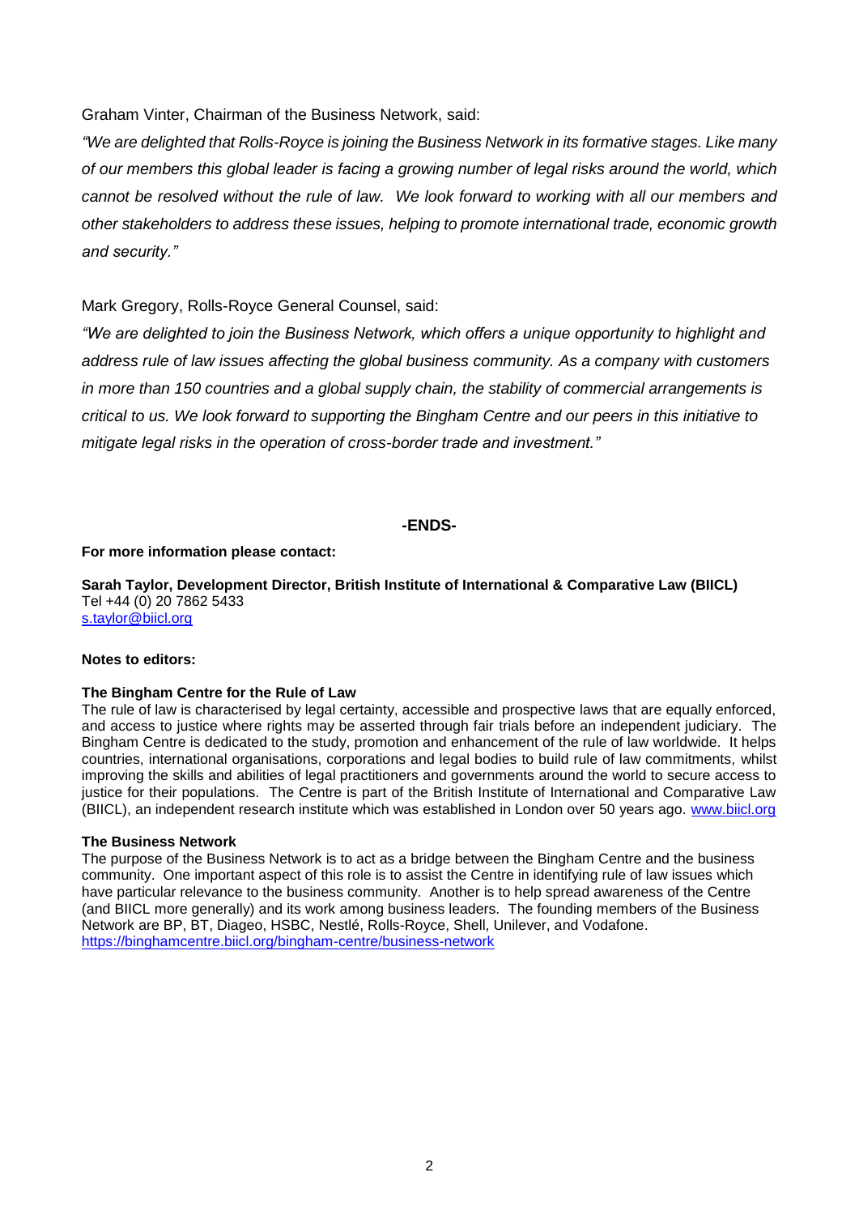Graham Vinter, Chairman of the Business Network, said:

*"We are delighted that Rolls-Royce is joining the Business Network in its formative stages. Like many of our members this global leader is facing a growing number of legal risks around the world, which cannot be resolved without the rule of law. We look forward to working with all our members and other stakeholders to address these issues, helping to promote international trade, economic growth and security."*

Mark Gregory, Rolls-Royce General Counsel, said:

*"We are delighted to join the Business Network, which offers a unique opportunity to highlight and address rule of law issues affecting the global business community. As a company with customers in more than 150 countries and a global supply chain, the stability of commercial arrangements is critical to us. We look forward to supporting the Bingham Centre and our peers in this initiative to mitigate legal risks in the operation of cross-border trade and investment."*

**-ENDS-**

**For more information please contact:**

**Sarah Taylor, Development Director, British Institute of International & Comparative Law (BIICL)**
Tel +44 (0) 20 7862 5433
s.taylor@biicl.org

**Notes to editors:**

**The Bingham Centre for the Rule of Law**

The rule of law is characterised by legal certainty, accessible and prospective laws that are equally enforced, and access to justice where rights may be asserted through fair trials before an independent judiciary. The Bingham Centre is dedicated to the study, promotion and enhancement of the rule of law worldwide. It helps countries, international organisations, corporations and legal bodies to build rule of law commitments, whilst improving the skills and abilities of legal practitioners and governments around the world to secure access to justice for their populations. The Centre is part of the British Institute of International and Comparative Law (BIICL), an independent research institute which was established in London over 50 years ago. www.biicl.org

**The Business Network**

The purpose of the Business Network is to act as a bridge between the Bingham Centre and the business community. One important aspect of this role is to assist the Centre in identifying rule of law issues which have particular relevance to the business community. Another is to help spread awareness of the Centre (and BIICL more generally) and its work among business leaders. The founding members of the Business Network are BP, BT, Diageo, HSBC, Nestlé, Rolls-Royce, Shell, Unilever, and Vodafone.
https://binghamcentre.biicl.org/bingham-centre/business-network